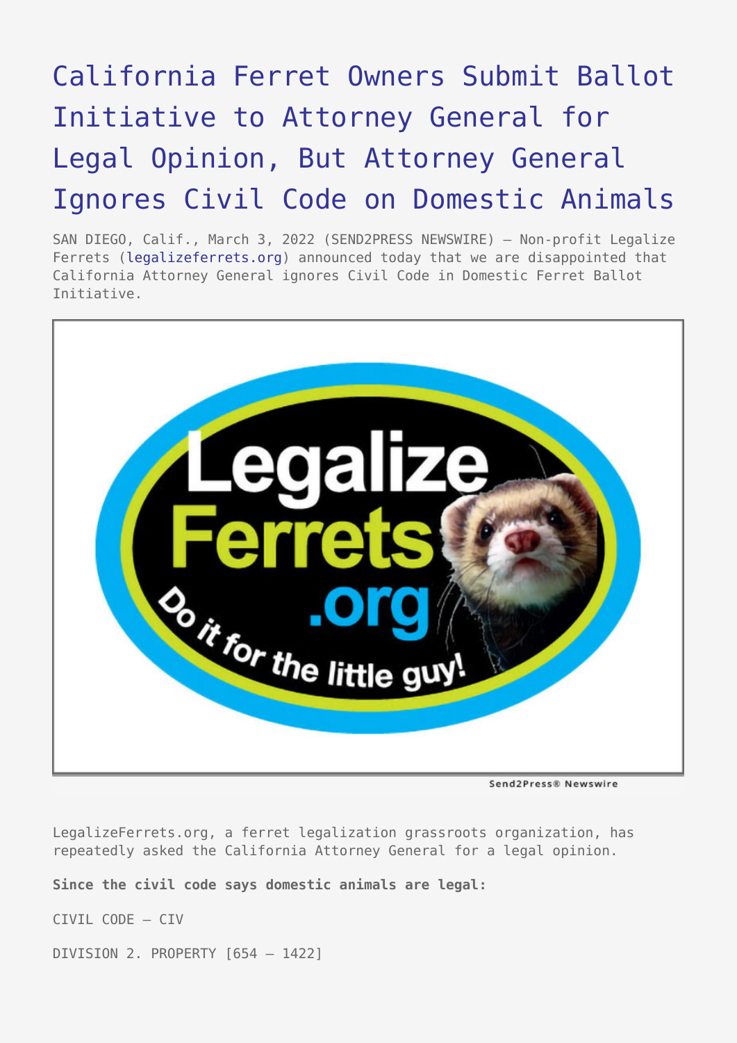# California Ferret Owners Submit Ballot Initiative to Attorney General for Legal Opinion, But Attorney General Ignores Civil Code on Domestic Animals

SAN DIEGO, Calif., March 3, 2022 (SEND2PRESS NEWSWIRE) — Non-profit Legalize Ferrets (legalizeferrets.org) announced today that we are disappointed that California Attorney General ignores Civil Code in Domestic Ferret Ballot Initiative.

LegalizeFerrets.org, a ferret legalization grassroots organization, has repeatedly asked the California Attorney General for a legal opinion.

**Since the civil code says domestic animals are legal:**

CIVIL CODE – CIV

DIVISION 2. PROPERTY [654 – 1422]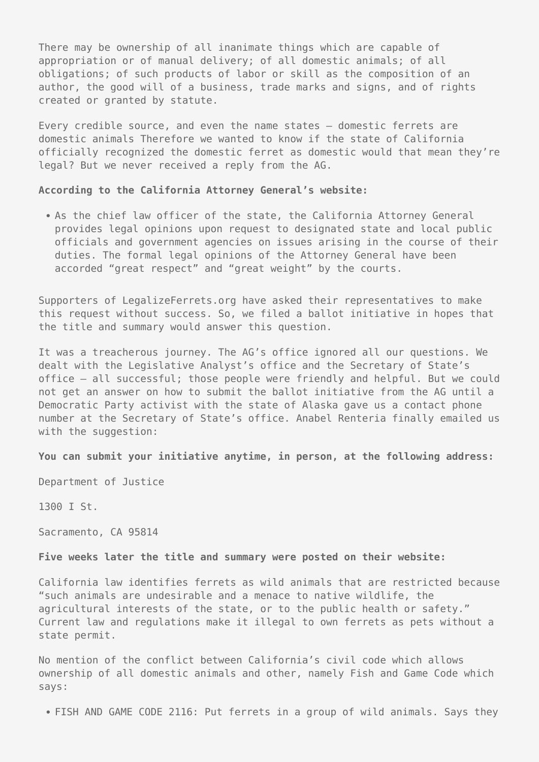There may be ownership of all inanimate things which are capable of appropriation or of manual delivery; of all domestic animals; of all obligations; of such products of labor or skill as the composition of an author, the good will of a business, trade marks and signs, and of rights created or granted by statute.

Every credible source, and even the name states – domestic ferrets are domestic animals Therefore we wanted to know if the state of California officially recognized the domestic ferret as domestic would that mean they're legal? But we never received a reply from the AG.

**According to the California Attorney General's website:**

- As the chief law officer of the state, the California Attorney General provides legal opinions upon request to designated state and local public officials and government agencies on issues arising in the course of their duties. The formal legal opinions of the Attorney General have been accorded "great respect" and "great weight" by the courts.

Supporters of LegalizeFerrets.org have asked their representatives to make this request without success. So, we filed a ballot initiative in hopes that the title and summary would answer this question.

It was a treacherous journey. The AG's office ignored all our questions. We dealt with the Legislative Analyst's office and the Secretary of State's office – all successful; those people were friendly and helpful. But we could not get an answer on how to submit the ballot initiative from the AG until a Democratic Party activist with the state of Alaska gave us a contact phone number at the Secretary of State's office. Anabel Renteria finally emailed us with the suggestion:

**You can submit your initiative anytime, in person, at the following address:**

Department of Justice

1300 I St.

Sacramento, CA 95814

**Five weeks later the title and summary were posted on their website:**

California law identifies ferrets as wild animals that are restricted because "such animals are undesirable and a menace to native wildlife, the agricultural interests of the state, or to the public health or safety." Current law and regulations make it illegal to own ferrets as pets without a state permit.

No mention of the conflict between California's civil code which allows ownership of all domestic animals and other, namely Fish and Game Code which says:

- FISH AND GAME CODE 2116: Put ferrets in a group of wild animals. Says they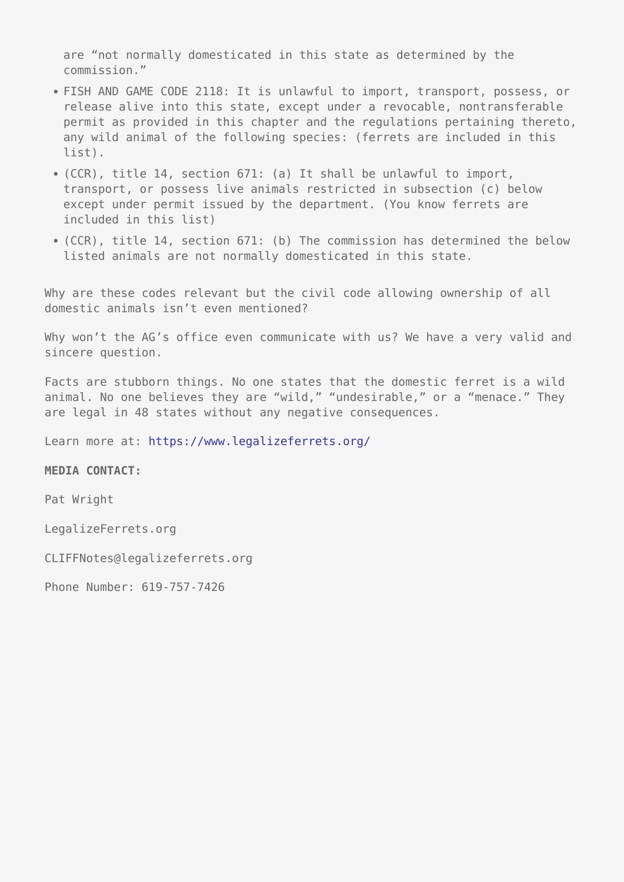are “not normally domesticated in this state as determined by the commission.”

- FISH AND GAME CODE 2118: It is unlawful to import, transport, possess, or release alive into this state, except under a revocable, nontransferable permit as provided in this chapter and the regulations pertaining thereto, any wild animal of the following species: (ferrets are included in this list).
- (CCR), title 14, section 671: (a) It shall be unlawful to import, transport, or possess live animals restricted in subsection (c) below except under permit issued by the department. (You know ferrets are included in this list)
- (CCR), title 14, section 671: (b) The commission has determined the below listed animals are not normally domesticated in this state.

Why are these codes relevant but the civil code allowing ownership of all domestic animals isn’t even mentioned?

Why won’t the AG’s office even communicate with us? We have a very valid and sincere question.

Facts are stubborn things. No one states that the domestic ferret is a wild animal. No one believes they are “wild,” “undesirable,” or a “menace.” They are legal in 48 states without any negative consequences.

Learn more at: https://www.legalizeferrets.org/

**MEDIA CONTACT:**

Pat Wright

LegalizeFerrets.org

CLIFFNotes@legalizeferrets.org

Phone Number: 619-757-7426